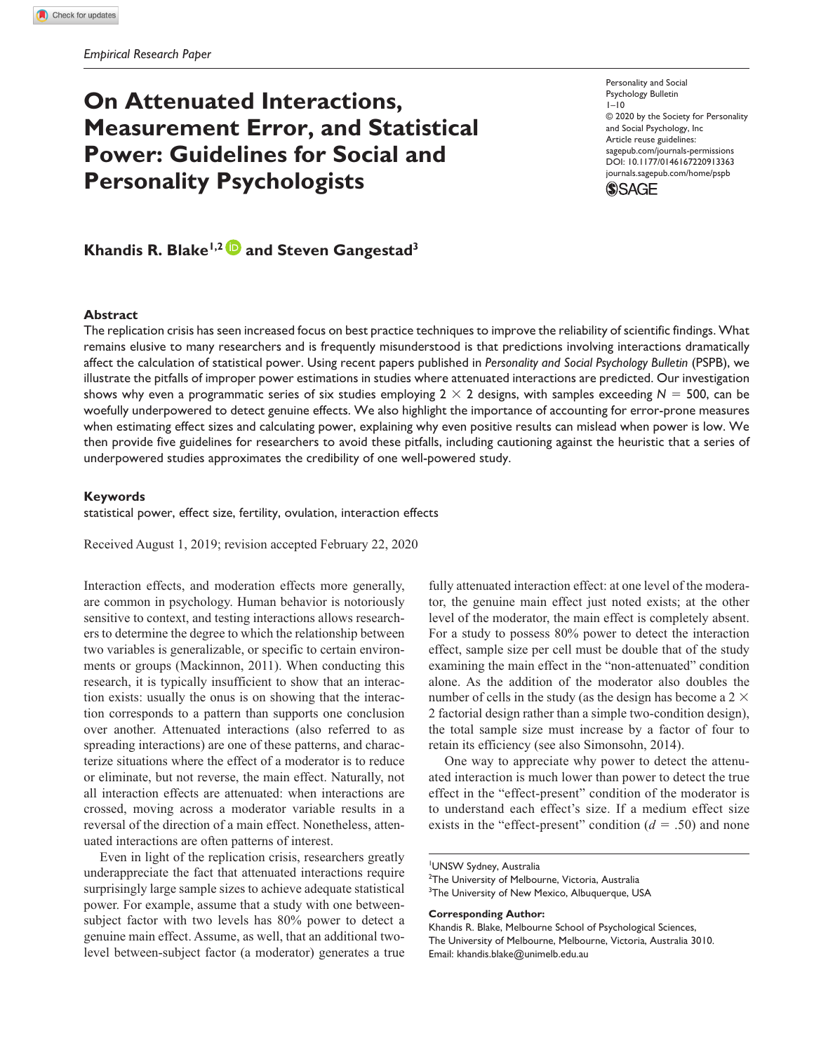*Empirical Research Paper*

# On Attenuated Interactions, Measurement Error, and Statistical Power: Guidelines for Social and Personality Psychologists

**Khandis R. Blake[1,2] and Steven Gangestad[3]**

## Abstract

The replication crisis has seen increased focus on best practice techniques to improve the reliability of scientific findings. What remains elusive to many researchers and is frequently misunderstood is that predictions involving interactions dramatically affect the calculation of statistical power. Using recent papers published in *Personality and Social Psychology Bulletin* (PSPB), we illustrate the pitfalls of improper power estimations in studies where attenuated interactions are predicted. Our investigation shows why even a programmatic series of six studies employing 2 × 2 designs, with samples exceeding $N = 500$, can be woefully underpowered to detect genuine effects. We also highlight the importance of accounting for error-prone measures when estimating effect sizes and calculating power, explaining why even positive results can mislead when power is low. We then provide five guidelines for researchers to avoid these pitfalls, including cautioning against the heuristic that a series of underpowered studies approximates the credibility of one well-powered study.

## Keywords

statistical power, effect size, fertility, ovulation, interaction effects

Received August 1, 2019; revision accepted February 22, 2020

Interaction effects, and moderation effects more generally, are common in psychology. Human behavior is notoriously sensitive to context, and testing interactions allows researchers to determine the degree to which the relationship between two variables is generalizable, or specific to certain environments or groups (Mackinnon, 2011). When conducting this research, it is typically insufficient to show that an interaction exists: usually the onus is on showing that the interaction corresponds to a pattern than supports one conclusion over another. Attenuated interactions (also referred to as spreading interactions) are one of these patterns, and characterize situations where the effect of a moderator is to reduce or eliminate, but not reverse, the main effect. Naturally, not all interaction effects are attenuated: when interactions are crossed, moving across a moderator variable results in a reversal of the direction of a main effect. Nonetheless, attenuated interactions are often patterns of interest.

Even in light of the replication crisis, researchers greatly underappreciate the fact that attenuated interactions require surprisingly large sample sizes to achieve adequate statistical power. For example, assume that a study with one between-subject factor with two levels has 80% power to detect a genuine main effect. Assume, as well, that an additional two-level between-subject factor (a moderator) generates a true fully attenuated interaction effect: at one level of the moderator, the genuine main effect just noted exists; at the other level of the moderator, the main effect is completely absent. For a study to possess 80% power to detect the interaction effect, sample size per cell must be double that of the study examining the main effect in the "non-attenuated" condition alone. As the addition of the moderator also doubles the number of cells in the study (as the design has become a 2 × 2 factorial design rather than a simple two-condition design), the total sample size must increase by a factor of four to retain its efficiency (see also Simonsohn, 2014).

One way to appreciate why power to detect the attenuated interaction is much lower than power to detect the true effect in the "effect-present" condition of the moderator is to understand each effect's size. If a medium effect size exists in the "effect-present" condition ($d = .50$) and none

[1]UNSW Sydney, Australia
[2]The University of Melbourne, Victoria, Australia
[3]The University of New Mexico, Albuquerque, USA

**Corresponding Author:**
Khandis R. Blake, Melbourne School of Psychological Sciences, The University of Melbourne, Melbourne, Victoria, Australia 3010.
Email: khandis.blake@unimelb.edu.au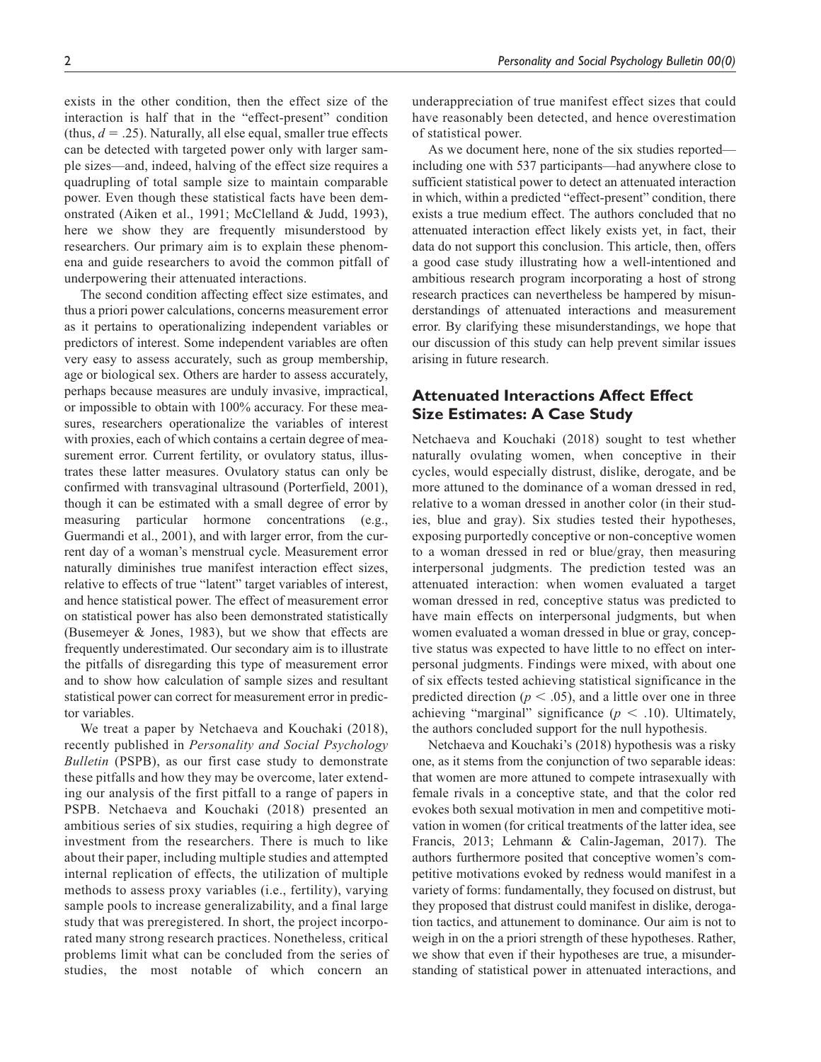exists in the other condition, then the effect size of the interaction is half that in the "effect-present" condition (thus, $d = .25$). Naturally, all else equal, smaller true effects can be detected with targeted power only with larger sample sizes—and, indeed, halving of the effect size requires a quadrupling of total sample size to maintain comparable power. Even though these statistical facts have been demonstrated (Aiken et al., 1991; McClelland & Judd, 1993), here we show they are frequently misunderstood by researchers. Our primary aim is to explain these phenomena and guide researchers to avoid the common pitfall of underpowering their attenuated interactions.

The second condition affecting effect size estimates, and thus a priori power calculations, concerns measurement error as it pertains to operationalizing independent variables or predictors of interest. Some independent variables are often very easy to assess accurately, such as group membership, age or biological sex. Others are harder to assess accurately, perhaps because measures are unduly invasive, impractical, or impossible to obtain with 100% accuracy. For these measures, researchers operationalize the variables of interest with proxies, each of which contains a certain degree of measurement error. Current fertility, or ovulatory status, illustrates these latter measures. Ovulatory status can only be confirmed with transvaginal ultrasound (Porterfield, 2001), though it can be estimated with a small degree of error by measuring particular hormone concentrations (e.g., Guermandi et al., 2001), and with larger error, from the current day of a woman's menstrual cycle. Measurement error naturally diminishes true manifest interaction effect sizes, relative to effects of true "latent" target variables of interest, and hence statistical power. The effect of measurement error on statistical power has also been demonstrated statistically (Busemeyer & Jones, 1983), but we show that effects are frequently underestimated. Our secondary aim is to illustrate the pitfalls of disregarding this type of measurement error and to show how calculation of sample sizes and resultant statistical power can correct for measurement error in predictor variables.

We treat a paper by Netchaeva and Kouchaki (2018), recently published in *Personality and Social Psychology Bulletin* (PSPB), as our first case study to demonstrate these pitfalls and how they may be overcome, later extending our analysis of the first pitfall to a range of papers in PSPB. Netchaeva and Kouchaki (2018) presented an ambitious series of six studies, requiring a high degree of investment from the researchers. There is much to like about their paper, including multiple studies and attempted internal replication of effects, the utilization of multiple methods to assess proxy variables (i.e., fertility), varying sample pools to increase generalizability, and a final large study that was preregistered. In short, the project incorporated many strong research practices. Nonetheless, critical problems limit what can be concluded from the series of studies, the most notable of which concern an underappreciation of true manifest effect sizes that could have reasonably been detected, and hence overestimation of statistical power.

As we document here, none of the six studies reported—including one with 537 participants—had anywhere close to sufficient statistical power to detect an attenuated interaction in which, within a predicted "effect-present" condition, there exists a true medium effect. The authors concluded that no attenuated interaction effect likely exists yet, in fact, their data do not support this conclusion. This article, then, offers a good case study illustrating how a well-intentioned and ambitious research program incorporating a host of strong research practices can nevertheless be hampered by misunderstandings of attenuated interactions and measurement error. By clarifying these misunderstandings, we hope that our discussion of this study can help prevent similar issues arising in future research.

## Attenuated Interactions Affect Effect Size Estimates: A Case Study

Netchaeva and Kouchaki (2018) sought to test whether naturally ovulating women, when conceptive in their cycles, would especially distrust, dislike, derogate, and be more attuned to the dominance of a woman dressed in red, relative to a woman dressed in another color (in their studies, blue and gray). Six studies tested their hypotheses, exposing purportedly conceptive or non-conceptive women to a woman dressed in red or blue/gray, then measuring interpersonal judgments. The prediction tested was an attenuated interaction: when women evaluated a target woman dressed in red, conceptive status was predicted to have main effects on interpersonal judgments, but when women evaluated a woman dressed in blue or gray, conceptive status was expected to have little to no effect on interpersonal judgments. Findings were mixed, with about one of six effects tested achieving statistical significance in the predicted direction ($p < .05$), and a little over one in three achieving "marginal" significance ($p < .10$). Ultimately, the authors concluded support for the null hypothesis.

Netchaeva and Kouchaki's (2018) hypothesis was a risky one, as it stems from the conjunction of two separable ideas: that women are more attuned to compete intrasexually with female rivals in a conceptive state, and that the color red evokes both sexual motivation in men and competitive motivation in women (for critical treatments of the latter idea, see Francis, 2013; Lehmann & Calin-Jageman, 2017). The authors furthermore posited that conceptive women's competitive motivations evoked by redness would manifest in a variety of forms: fundamentally, they focused on distrust, but they proposed that distrust could manifest in dislike, derogation tactics, and attunement to dominance. Our aim is not to weigh in on the a priori strength of these hypotheses. Rather, we show that even if their hypotheses are true, a misunderstanding of statistical power in attenuated interactions, and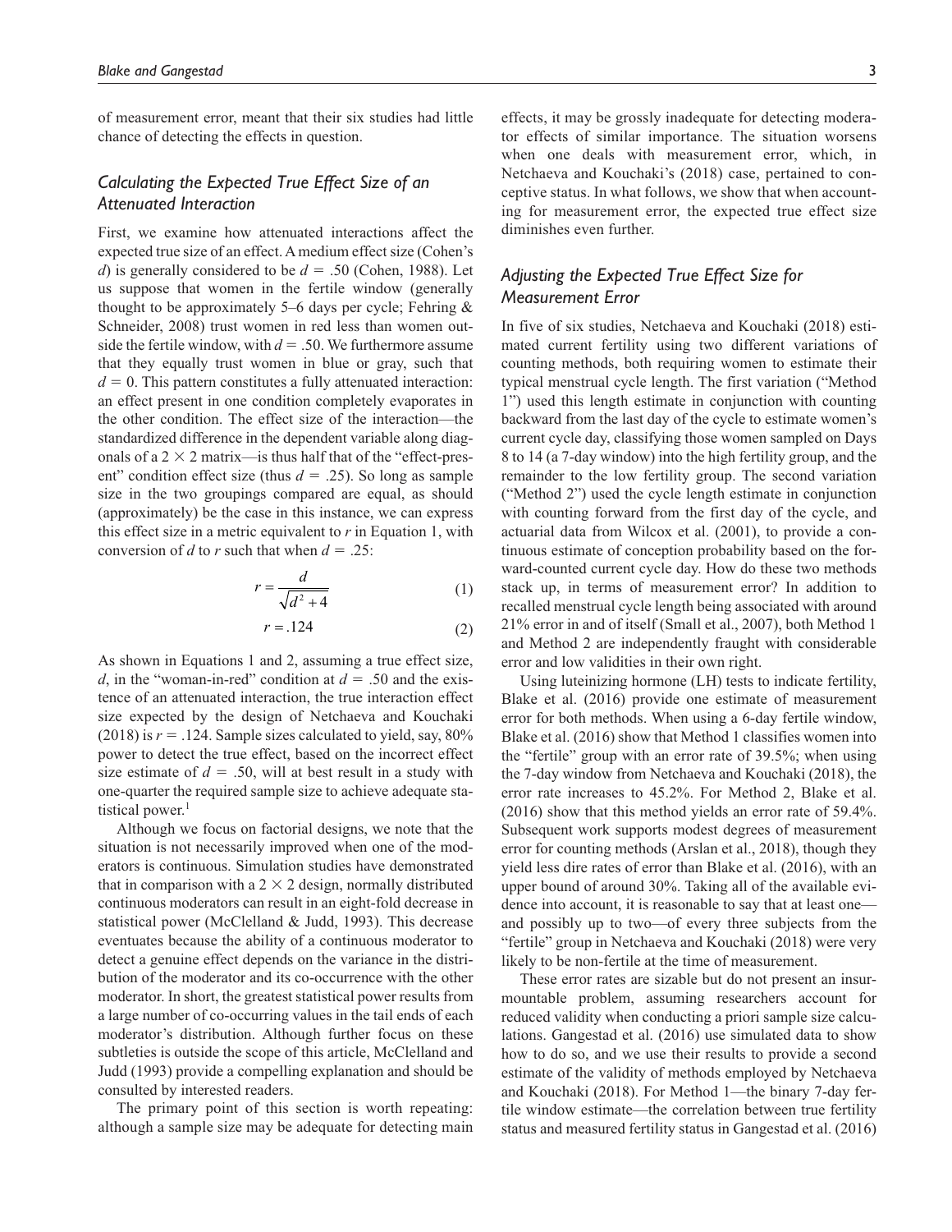of measurement error, meant that their six studies had little chance of detecting the effects in question.

### Calculating the Expected True Effect Size of an Attenuated Interaction

First, we examine how attenuated interactions affect the expected true size of an effect. A medium effect size (Cohen's $d$) is generally considered to be $d = .50$ (Cohen, 1988). Let us suppose that women in the fertile window (generally thought to be approximately 5–6 days per cycle; Fehring & Schneider, 2008) trust women in red less than women outside the fertile window, with $d = .50$. We furthermore assume that they equally trust women in blue or gray, such that $d = 0$. This pattern constitutes a fully attenuated interaction: an effect present in one condition completely evaporates in the other condition. The effect size of the interaction—the standardized difference in the dependent variable along diagonals of a $2 \times 2$ matrix—is thus half that of the "effect-present" condition effect size (thus $d = .25$). So long as sample size in the two groupings compared are equal, as should (approximately) be the case in this instance, we can express this effect size in a metric equivalent to $r$ in Equation 1, with conversion of $d$ to $r$ such that when $d = .25$:

$$r = \frac{d}{\sqrt{d^2 + 4}} \tag{1}$$

$$r = .124 \tag{2}$$

As shown in Equations 1 and 2, assuming a true effect size, $d$, in the "woman-in-red" condition at $d = .50$ and the existence of an attenuated interaction, the true interaction effect size expected by the design of Netchaeva and Kouchaki (2018) is $r = .124$. Sample sizes calculated to yield, say, 80% power to detect the true effect, based on the incorrect effect size estimate of $d = .50$, will at best result in a study with one-quarter the required sample size to achieve adequate statistical power.[1]

Although we focus on factorial designs, we note that the situation is not necessarily improved when one of the moderators is continuous. Simulation studies have demonstrated that in comparison with a $2 \times 2$ design, normally distributed continuous moderators can result in an eight-fold decrease in statistical power (McClelland & Judd, 1993). This decrease eventuates because the ability of a continuous moderator to detect a genuine effect depends on the variance in the distribution of the moderator and its co-occurrence with the other moderator. In short, the greatest statistical power results from a large number of co-occurring values in the tail ends of each moderator's distribution. Although further focus on these subtleties is outside the scope of this article, McClelland and Judd (1993) provide a compelling explanation and should be consulted by interested readers.

The primary point of this section is worth repeating: although a sample size may be adequate for detecting main effects, it may be grossly inadequate for detecting moderator effects of similar importance. The situation worsens when one deals with measurement error, which, in Netchaeva and Kouchaki's (2018) case, pertained to conceptive status. In what follows, we show that when accounting for measurement error, the expected true effect size diminishes even further.

### Adjusting the Expected True Effect Size for Measurement Error

In five of six studies, Netchaeva and Kouchaki (2018) estimated current fertility using two different variations of counting methods, both requiring women to estimate their typical menstrual cycle length. The first variation ("Method 1") used this length estimate in conjunction with counting backward from the last day of the cycle to estimate women's current cycle day, classifying those women sampled on Days 8 to 14 (a 7-day window) into the high fertility group, and the remainder to the low fertility group. The second variation ("Method 2") used the cycle length estimate in conjunction with counting forward from the first day of the cycle, and actuarial data from Wilcox et al. (2001), to provide a continuous estimate of conception probability based on the forward-counted current cycle day. How do these two methods stack up, in terms of measurement error? In addition to recalled menstrual cycle length being associated with around 21% error in and of itself (Small et al., 2007), both Method 1 and Method 2 are independently fraught with considerable error and low validities in their own right.

Using luteinizing hormone (LH) tests to indicate fertility, Blake et al. (2016) provide one estimate of measurement error for both methods. When using a 6-day fertile window, Blake et al. (2016) show that Method 1 classifies women into the "fertile" group with an error rate of 39.5%; when using the 7-day window from Netchaeva and Kouchaki (2018), the error rate increases to 45.2%. For Method 2, Blake et al. (2016) show that this method yields an error rate of 59.4%. Subsequent work supports modest degrees of measurement error for counting methods (Arslan et al., 2018), though they yield less dire rates of error than Blake et al. (2016), with an upper bound of around 30%. Taking all of the available evidence into account, it is reasonable to say that at least one—and possibly up to two—of every three subjects from the "fertile" group in Netchaeva and Kouchaki (2018) were very likely to be non-fertile at the time of measurement.

These error rates are sizable but do not present an insurmountable problem, assuming researchers account for reduced validity when conducting a priori sample size calculations. Gangestad et al. (2016) use simulated data to show how to do so, and we use their results to provide a second estimate of the validity of methods employed by Netchaeva and Kouchaki (2018). For Method 1—the binary 7-day fertile window estimate—the correlation between true fertility status and measured fertility status in Gangestad et al. (2016)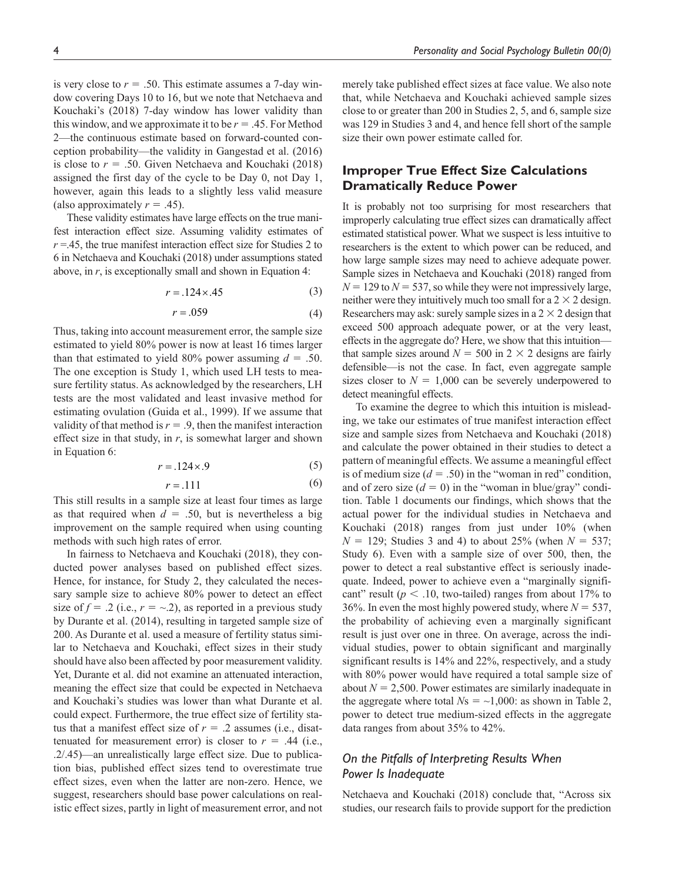is very close to $r = .50$. This estimate assumes a 7-day window covering Days 10 to 16, but we note that Netchaeva and Kouchaki's (2018) 7-day window has lower validity than this window, and we approximate it to be $r = .45$. For Method 2—the continuous estimate based on forward-counted conception probability—the validity in Gangestad et al. (2016) is close to $r = .50$. Given Netchaeva and Kouchaki (2018) assigned the first day of the cycle to be Day 0, not Day 1, however, again this leads to a slightly less valid measure (also approximately $r = .45$).

These validity estimates have large effects on the true manifest interaction effect size. Assuming validity estimates of $r = .45$, the true manifest interaction effect size for Studies 2 to 6 in Netchaeva and Kouchaki (2018) under assumptions stated above, in $r$, is exceptionally small and shown in Equation 4:

$$r = .124 \times .45 \tag{3}$$

$$r = .059 \tag{4}$$

Thus, taking into account measurement error, the sample size estimated to yield 80% power is now at least 16 times larger than that estimated to yield 80% power assuming $d = .50$. The one exception is Study 1, which used LH tests to measure fertility status. As acknowledged by the researchers, LH tests are the most validated and least invasive method for estimating ovulation (Guida et al., 1999). If we assume that validity of that method is $r = .9$, then the manifest interaction effect size in that study, in $r$, is somewhat larger and shown in Equation 6:

$$r = .124 \times .9 \tag{5}$$

$$r = .111 \tag{6}$$

This still results in a sample size at least four times as large as that required when $d = .50$, but is nevertheless a big improvement on the sample required when using counting methods with such high rates of error.

In fairness to Netchaeva and Kouchaki (2018), they conducted power analyses based on published effect sizes. Hence, for instance, for Study 2, they calculated the necessary sample size to achieve 80% power to detect an effect size of $f = .2$ (i.e., $r = \sim.2$), as reported in a previous study by Durante et al. (2014), resulting in targeted sample size of 200. As Durante et al. used a measure of fertility status similar to Netchaeva and Kouchaki, effect sizes in their study should have also been affected by poor measurement validity. Yet, Durante et al. did not examine an attenuated interaction, meaning the effect size that could be expected in Netchaeva and Kouchaki's studies was lower than what Durante et al. could expect. Furthermore, the true effect size of fertility status that a manifest effect size of $r = .2$ assumes (i.e., disattenuated for measurement error) is closer to $r = .44$ (i.e., .2/.45)—an unrealistically large effect size. Due to publication bias, published effect sizes tend to overestimate true effect sizes, even when the latter are non-zero. Hence, we suggest, researchers should base power calculations on realistic effect sizes, partly in light of measurement error, and not merely take published effect sizes at face value. We also note that, while Netchaeva and Kouchaki achieved sample sizes close to or greater than 200 in Studies 2, 5, and 6, sample size was 129 in Studies 3 and 4, and hence fell short of the sample size their own power estimate called for.

## Improper True Effect Size Calculations Dramatically Reduce Power

It is probably not too surprising for most researchers that improperly calculating true effect sizes can dramatically affect estimated statistical power. What we suspect is less intuitive to researchers is the extent to which power can be reduced, and how large sample sizes may need to achieve adequate power. Sample sizes in Netchaeva and Kouchaki (2018) ranged from $N = 129$ to $N = 537$, so while they were not impressively large, neither were they intuitively much too small for a $2 \times 2$ design. Researchers may ask: surely sample sizes in a $2 \times 2$ design that exceed 500 approach adequate power, or at the very least, effects in the aggregate do? Here, we show that this intuition—that sample sizes around $N = 500$ in $2 \times 2$ designs are fairly defensible—is not the case. In fact, even aggregate sample sizes closer to $N = 1{,}000$ can be severely underpowered to detect meaningful effects.

To examine the degree to which this intuition is misleading, we take our estimates of true manifest interaction effect size and sample sizes from Netchaeva and Kouchaki (2018) and calculate the power obtained in their studies to detect a pattern of meaningful effects. We assume a meaningful effect is of medium size ($d = .50$) in the "woman in red" condition, and of zero size ($d = 0$) in the "woman in blue/gray" condition. Table 1 documents our findings, which shows that the actual power for the individual studies in Netchaeva and Kouchaki (2018) ranges from just under 10% (when $N = 129$; Studies 3 and 4) to about 25% (when $N = 537$; Study 6). Even with a sample size of over 500, then, the power to detect a real substantive effect is seriously inadequate. Indeed, power to achieve even a "marginally significant" result ($p < .10$, two-tailed) ranges from about 17% to 36%. In even the most highly powered study, where $N = 537$, the probability of achieving even a marginally significant result is just over one in three. On average, across the individual studies, power to obtain significant and marginally significant results is 14% and 22%, respectively, and a study with 80% power would have required a total sample size of about $N = 2{,}500$. Power estimates are similarly inadequate in the aggregate where total $N$s = ~1,000: as shown in Table 2, power to detect true medium-sized effects in the aggregate data ranges from about 35% to 42%.

### On the Pitfalls of Interpreting Results When Power Is Inadequate

Netchaeva and Kouchaki (2018) conclude that, "Across six studies, our research fails to provide support for the prediction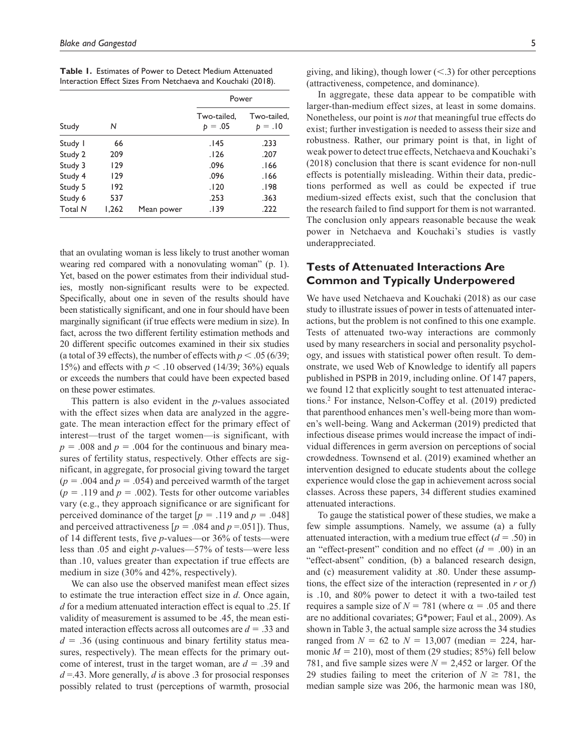**Table 1.** Estimates of Power to Detect Medium Attenuated Interaction Effect Sizes From Netchaeva and Kouchaki (2018).

| Study | N | | Power | |
|---|---|---|---|---|
| | | | Two-tailed, $p = .05$ | Two-tailed, $p = .10$ |
| Study 1 | 66 | | .145 | .233 |
| Study 2 | 209 | | .126 | .207 |
| Study 3 | 129 | | .096 | .166 |
| Study 4 | 129 | | .096 | .166 |
| Study 5 | 192 | | .120 | .198 |
| Study 6 | 537 | | .253 | .363 |
| Total N | 1,262 | Mean power | .139 | .222 |

that an ovulating woman is less likely to trust another woman wearing red compared with a nonovulating woman" (p. 1). Yet, based on the power estimates from their individual studies, mostly non-significant results were to be expected. Specifically, about one in seven of the results should have been statistically significant, and one in four should have been marginally significant (if true effects were medium in size). In fact, across the two different fertility estimation methods and 20 different specific outcomes examined in their six studies (a total of 39 effects), the number of effects with $p < .05$ (6/39; 15%) and effects with $p < .10$ observed (14/39; 36%) equals or exceeds the numbers that could have been expected based on these power estimates.

This pattern is also evident in the *p*-values associated with the effect sizes when data are analyzed in the aggregate. The mean interaction effect for the primary effect of interest—trust of the target women—is significant, with $p = .008$ and $p = .004$ for the continuous and binary measures of fertility status, respectively. Other effects are significant, in aggregate, for prosocial giving toward the target ($p = .004$ and $p = .054$) and perceived warmth of the target ($p = .119$ and $p = .002$). Tests for other outcome variables vary (e.g., they approach significance or are significant for perceived dominance of the target [$p = .119$ and $p = .048$] and perceived attractiveness [$p = .084$ and $p = .051$]). Thus, of 14 different tests, five *p*-values—or 36% of tests—were less than .05 and eight *p*-values—57% of tests—were less than .10, values greater than expectation if true effects are medium in size (30% and 42%, respectively).

We can also use the observed manifest mean effect sizes to estimate the true interaction effect size in *d*. Once again, *d* for a medium attenuated interaction effect is equal to .25. If validity of measurement is assumed to be .45, the mean estimated interaction effects across all outcomes are $d = .33$ and $d = .36$ (using continuous and binary fertility status measures, respectively). The mean effects for the primary outcome of interest, trust in the target woman, are $d = .39$ and $d = .43$. More generally, *d* is above .3 for prosocial responses possibly related to trust (perceptions of warmth, prosocial giving, and liking), though lower (<.3) for other perceptions (attractiveness, competence, and dominance).

In aggregate, these data appear to be compatible with larger-than-medium effect sizes, at least in some domains. Nonetheless, our point is *not* that meaningful true effects do exist; further investigation is needed to assess their size and robustness. Rather, our primary point is that, in light of weak power to detect true effects, Netchaeva and Kouchaki's (2018) conclusion that there is scant evidence for non-null effects is potentially misleading. Within their data, predictions performed as well as could be expected if true medium-sized effects exist, such that the conclusion that the research failed to find support for them is not warranted. The conclusion only appears reasonable because the weak power in Netchaeva and Kouchaki's studies is vastly underappreciated.

## Tests of Attenuated Interactions Are Common and Typically Underpowered

We have used Netchaeva and Kouchaki (2018) as our case study to illustrate issues of power in tests of attenuated interactions, but the problem is not confined to this one example. Tests of attenuated two-way interactions are commonly used by many researchers in social and personality psychology, and issues with statistical power often result. To demonstrate, we used Web of Knowledge to identify all papers published in PSPB in 2019, including online. Of 147 papers, we found 12 that explicitly sought to test attenuated interactions.[2] For instance, Nelson-Coffey et al. (2019) predicted that parenthood enhances men's well-being more than women's well-being. Wang and Ackerman (2019) predicted that infectious disease primes would increase the impact of individual differences in germ aversion on perceptions of social crowdedness. Townsend et al. (2019) examined whether an intervention designed to educate students about the college experience would close the gap in achievement across social classes. Across these papers, 34 different studies examined attenuated interactions.

To gauge the statistical power of these studies, we make a few simple assumptions. Namely, we assume (a) a fully attenuated interaction, with a medium true effect ($d = .50$) in an "effect-present" condition and no effect ($d = .00$) in an "effect-absent" condition, (b) a balanced research design, and (c) measurement validity at .80. Under these assumptions, the effect size of the interaction (represented in *r* or *f*) is .10, and 80% power to detect it with a two-tailed test requires a sample size of $N = 781$ (where $\alpha = .05$ and there are no additional covariates; G*power; Faul et al., 2009). As shown in Table 3, the actual sample size across the 34 studies ranged from $N = 62$ to $N = 13{,}007$ (median = 224, harmonic $M = 210$), most of them (29 studies; 85%) fell below 781, and five sample sizes were $N = 2{,}452$ or larger. Of the 29 studies failing to meet the criterion of $N \geq 781$, the median sample size was 206, the harmonic mean was 180,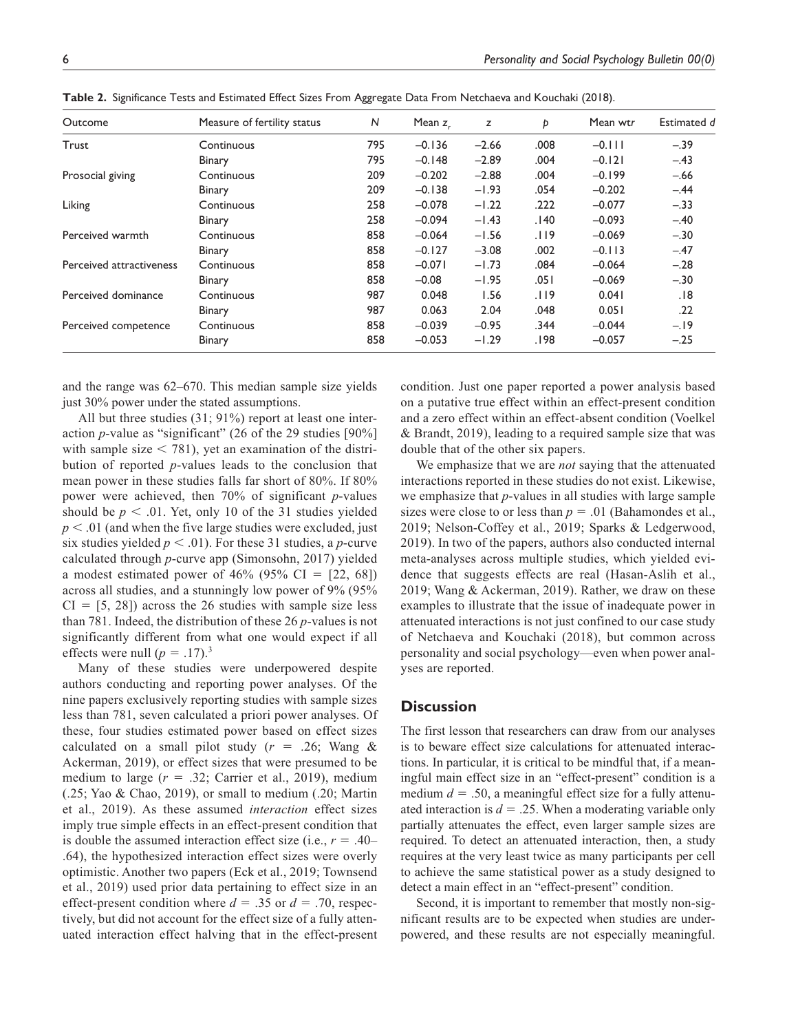**Table 2.** Significance Tests and Estimated Effect Sizes From Aggregate Data From Netchaeva and Kouchaki (2018).

| Outcome | Measure of fertility status | $N$ | Mean $z_r$ | $z$ | $p$ | Mean wt$r$ | Estimated $d$ |
|---|---|---|---|---|---|---|---|
| Trust | Continuous | 795 | −0.136 | −2.66 | .008 | −0.111 | −.39 |
| | Binary | 795 | −0.148 | −2.89 | .004 | −0.121 | −.43 |
| Prosocial giving | Continuous | 209 | −0.202 | −2.88 | .004 | −0.199 | −.66 |
| | Binary | 209 | −0.138 | −1.93 | .054 | −0.202 | −.44 |
| Liking | Continuous | 258 | −0.078 | −1.22 | .222 | −0.077 | −.33 |
| | Binary | 258 | −0.094 | −1.43 | .140 | −0.093 | −.40 |
| Perceived warmth | Continuous | 858 | −0.064 | −1.56 | .119 | −0.069 | −.30 |
| | Binary | 858 | −0.127 | −3.08 | .002 | −0.113 | −.47 |
| Perceived attractiveness | Continuous | 858 | −0.071 | −1.73 | .084 | −0.064 | −.28 |
| | Binary | 858 | −0.08 | −1.95 | .051 | −0.069 | −.30 |
| Perceived dominance | Continuous | 987 | 0.048 | 1.56 | .119 | 0.041 | .18 |
| | Binary | 987 | 0.063 | 2.04 | .048 | 0.051 | .22 |
| Perceived competence | Continuous | 858 | −0.039 | −0.95 | .344 | −0.044 | −.19 |
| | Binary | 858 | −0.053 | −1.29 | .198 | −0.057 | −.25 |

and the range was 62–670. This median sample size yields just 30% power under the stated assumptions.

All but three studies (31; 91%) report at least one interaction $p$-value as "significant" (26 of the 29 studies [90%] with sample size $< 781$), yet an examination of the distribution of reported $p$-values leads to the conclusion that mean power in these studies falls far short of 80%. If 80% power were achieved, then 70% of significant $p$-values should be $p < .01$. Yet, only 10 of the 31 studies yielded $p < .01$ (and when the five large studies were excluded, just six studies yielded $p < .01$). For these 31 studies, a $p$-curve calculated through $p$-curve app (Simonsohn, 2017) yielded a modest estimated power of 46% (95% CI = [22, 68]) across all studies, and a stunningly low power of 9% (95% CI = [5, 28]) across the 26 studies with sample size less than 781. Indeed, the distribution of these 26 $p$-values is not significantly different from what one would expect if all effects were null ($p = .17$).[3]

Many of these studies were underpowered despite authors conducting and reporting power analyses. Of the nine papers exclusively reporting studies with sample sizes less than 781, seven calculated a priori power analyses. Of these, four studies estimated power based on effect sizes calculated on a small pilot study ($r = .26$; Wang & Ackerman, 2019), or effect sizes that were presumed to be medium to large ($r = .32$; Carrier et al., 2019), medium (.25; Yao & Chao, 2019), or small to medium (.20; Martin et al., 2019). As these assumed *interaction* effect sizes imply true simple effects in an effect-present condition that is double the assumed interaction effect size (i.e., $r = .40$–$.64$), the hypothesized interaction effect sizes were overly optimistic. Another two papers (Eck et al., 2019; Townsend et al., 2019) used prior data pertaining to effect size in an effect-present condition where $d = .35$ or $d = .70$, respectively, but did not account for the effect size of a fully attenuated interaction effect halving that in the effect-present condition. Just one paper reported a power analysis based on a putative true effect within an effect-present condition and a zero effect within an effect-absent condition (Voelkel & Brandt, 2019), leading to a required sample size that was double that of the other six papers.

We emphasize that we are *not* saying that the attenuated interactions reported in these studies do not exist. Likewise, we emphasize that $p$-values in all studies with large sample sizes were close to or less than $p = .01$ (Bahamondes et al., 2019; Nelson-Coffey et al., 2019; Sparks & Ledgerwood, 2019). In two of the papers, authors also conducted internal meta-analyses across multiple studies, which yielded evidence that suggests effects are real (Hasan-Aslih et al., 2019; Wang & Ackerman, 2019). Rather, we draw on these examples to illustrate that the issue of inadequate power in attenuated interactions is not just confined to our case study of Netchaeva and Kouchaki (2018), but common across personality and social psychology—even when power analyses are reported.

## Discussion

The first lesson that researchers can draw from our analyses is to beware effect size calculations for attenuated interactions. In particular, it is critical to be mindful that, if a meaningful main effect size in an "effect-present" condition is a medium $d = .50$, a meaningful effect size for a fully attenuated interaction is $d = .25$. When a moderating variable only partially attenuates the effect, even larger sample sizes are required. To detect an attenuated interaction, then, a study requires at the very least twice as many participants per cell to achieve the same statistical power as a study designed to detect a main effect in an "effect-present" condition.

Second, it is important to remember that mostly non-significant results are to be expected when studies are underpowered, and these results are not especially meaningful.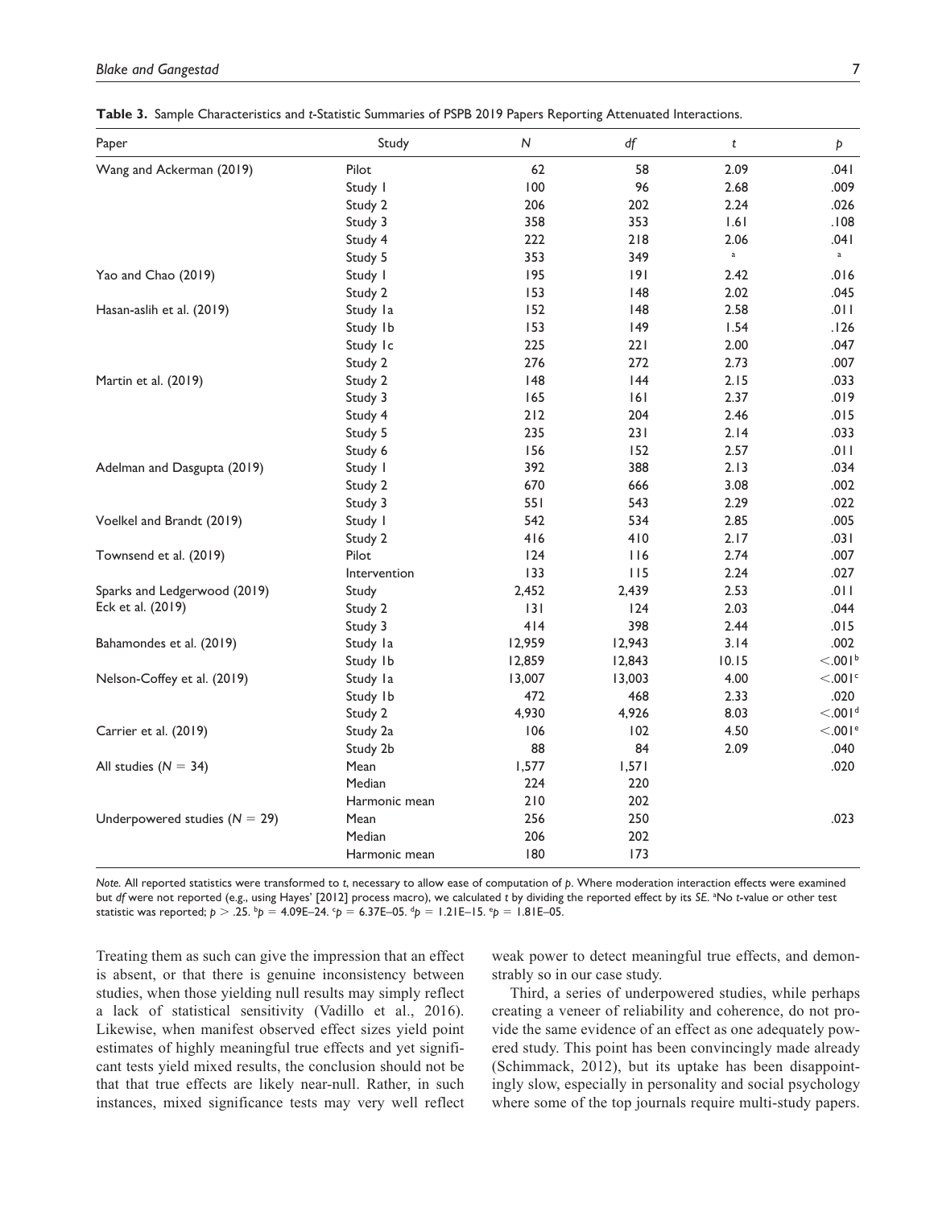**Table 3.** Sample Characteristics and *t*-Statistic Summaries of PSPB 2019 Papers Reporting Attenuated Interactions.

| Paper | Study | *N* | *df* | *t* | *p* |
|---|---|---|---|---|---|
| Wang and Ackerman (2019) | Pilot | 62 | 58 | 2.09 | .041 |
| | Study 1 | 100 | 96 | 2.68 | .009 |
| | Study 2 | 206 | 202 | 2.24 | .026 |
| | Study 3 | 358 | 353 | 1.61 | .108 |
| | Study 4 | 222 | 218 | 2.06 | .041 |
| | Study 5 | 353 | 349 | [a] | [a] |
| Yao and Chao (2019) | Study 1 | 195 | 191 | 2.42 | .016 |
| | Study 2 | 153 | 148 | 2.02 | .045 |
| Hasan-aslih et al. (2019) | Study 1a | 152 | 148 | 2.58 | .011 |
| | Study 1b | 153 | 149 | 1.54 | .126 |
| | Study 1c | 225 | 221 | 2.00 | .047 |
| | Study 2 | 276 | 272 | 2.73 | .007 |
| Martin et al. (2019) | Study 2 | 148 | 144 | 2.15 | .033 |
| | Study 3 | 165 | 161 | 2.37 | .019 |
| | Study 4 | 212 | 204 | 2.46 | .015 |
| | Study 5 | 235 | 231 | 2.14 | .033 |
| | Study 6 | 156 | 152 | 2.57 | .011 |
| Adelman and Dasgupta (2019) | Study 1 | 392 | 388 | 2.13 | .034 |
| | Study 2 | 670 | 666 | 3.08 | .002 |
| | Study 3 | 551 | 543 | 2.29 | .022 |
| Voelkel and Brandt (2019) | Study 1 | 542 | 534 | 2.85 | .005 |
| | Study 2 | 416 | 410 | 2.17 | .031 |
| Townsend et al. (2019) | Pilot | 124 | 116 | 2.74 | .007 |
| | Intervention | 133 | 115 | 2.24 | .027 |
| Sparks and Ledgerwood (2019) | Study | 2,452 | 2,439 | 2.53 | .011 |
| Eck et al. (2019) | Study 2 | 131 | 124 | 2.03 | .044 |
| | Study 3 | 414 | 398 | 2.44 | .015 |
| Bahamondes et al. (2019) | Study 1a | 12,959 | 12,943 | 3.14 | .002 |
| | Study 1b | 12,859 | 12,843 | 10.15 | <.001[b] |
| Nelson-Coffey et al. (2019) | Study 1a | 13,007 | 13,003 | 4.00 | <.001[c] |
| | Study 1b | 472 | 468 | 2.33 | .020 |
| | Study 2 | 4,930 | 4,926 | 8.03 | <.001[d] |
| Carrier et al. (2019) | Study 2a | 106 | 102 | 4.50 | <.001[e] |
| | Study 2b | 88 | 84 | 2.09 | .040 |
| All studies ($N = 34$) | Mean | 1,577 | 1,571 | | .020 |
| | Median | 224 | 220 | | |
| | Harmonic mean | 210 | 202 | | |
| Underpowered studies ($N = 29$) | Mean | 256 | 250 | | .023 |
| | Median | 206 | 202 | | |
| | Harmonic mean | 180 | 173 | | |

*Note.* All reported statistics were transformed to *t*, necessary to allow ease of computation of *p*. Where moderation interaction effects were examined but *df* were not reported (e.g., using Hayes' [2012] process macro), we calculated *t* by dividing the reported effect by its *SE*. [a]No *t*-value or other test statistic was reported; $p > .25$. [b]$p = 4.09\text{E–}24$. [c]$p = 6.37\text{E–}05$. [d]$p = 1.21\text{E–}15$. [e]$p = 1.81\text{E–}05$.

Treating them as such can give the impression that an effect is absent, or that there is genuine inconsistency between studies, when those yielding null results may simply reflect a lack of statistical sensitivity (Vadillo et al., 2016). Likewise, when manifest observed effect sizes yield point estimates of highly meaningful true effects and yet significant tests yield mixed results, the conclusion should not be that that true effects are likely near-null. Rather, in such instances, mixed significance tests may very well reflect weak power to detect meaningful true effects, and demonstrably so in our case study.

Third, a series of underpowered studies, while perhaps creating a veneer of reliability and coherence, do not provide the same evidence of an effect as one adequately powered study. This point has been convincingly made already (Schimmack, 2012), but its uptake has been disappointingly slow, especially in personality and social psychology where some of the top journals require multi-study papers.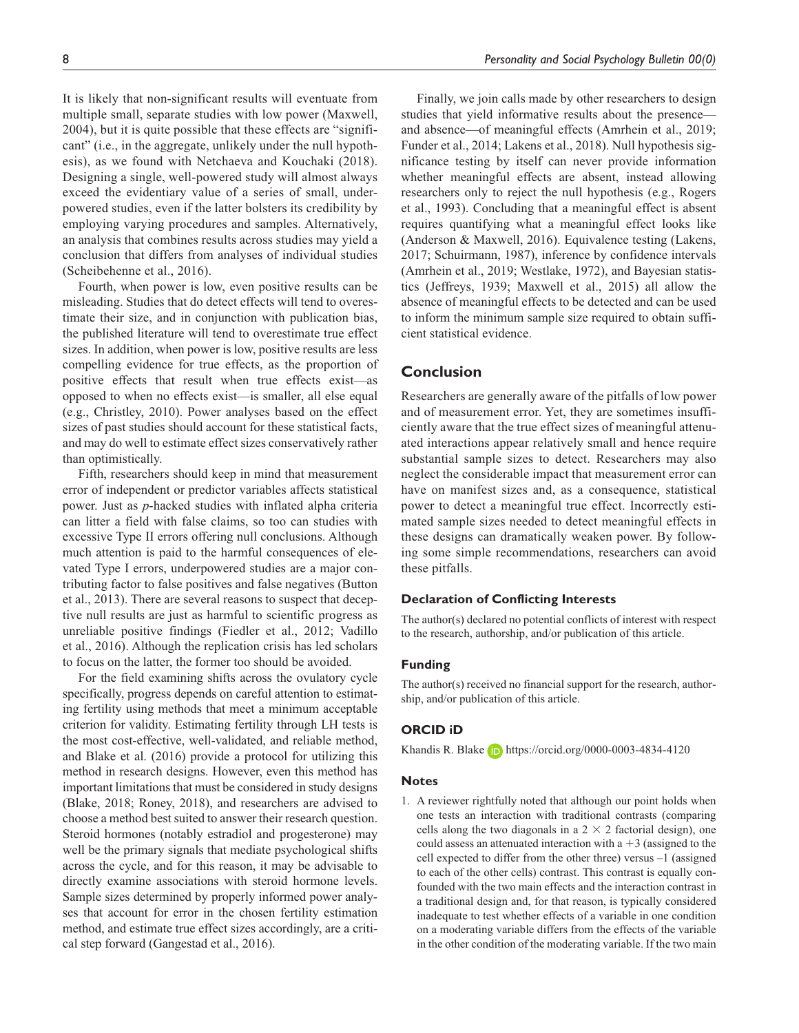It is likely that non-significant results will eventuate from multiple small, separate studies with low power (Maxwell, 2004), but it is quite possible that these effects are "significant" (i.e., in the aggregate, unlikely under the null hypothesis), as we found with Netchaeva and Kouchaki (2018). Designing a single, well-powered study will almost always exceed the evidentiary value of a series of small, underpowered studies, even if the latter bolsters its credibility by employing varying procedures and samples. Alternatively, an analysis that combines results across studies may yield a conclusion that differs from analyses of individual studies (Scheibehenne et al., 2016).

Fourth, when power is low, even positive results can be misleading. Studies that do detect effects will tend to overestimate their size, and in conjunction with publication bias, the published literature will tend to overestimate true effect sizes. In addition, when power is low, positive results are less compelling evidence for true effects, as the proportion of positive effects that result when true effects exist—as opposed to when no effects exist—is smaller, all else equal (e.g., Christley, 2010). Power analyses based on the effect sizes of past studies should account for these statistical facts, and may do well to estimate effect sizes conservatively rather than optimistically.

Fifth, researchers should keep in mind that measurement error of independent or predictor variables affects statistical power. Just as *p*-hacked studies with inflated alpha criteria can litter a field with false claims, so too can studies with excessive Type II errors offering null conclusions. Although much attention is paid to the harmful consequences of elevated Type I errors, underpowered studies are a major contributing factor to false positives and false negatives (Button et al., 2013). There are several reasons to suspect that deceptive null results are just as harmful to scientific progress as unreliable positive findings (Fiedler et al., 2012; Vadillo et al., 2016). Although the replication crisis has led scholars to focus on the latter, the former too should be avoided.

For the field examining shifts across the ovulatory cycle specifically, progress depends on careful attention to estimating fertility using methods that meet a minimum acceptable criterion for validity. Estimating fertility through LH tests is the most cost-effective, well-validated, and reliable method, and Blake et al. (2016) provide a protocol for utilizing this method in research designs. However, even this method has important limitations that must be considered in study designs (Blake, 2018; Roney, 2018), and researchers are advised to choose a method best suited to answer their research question. Steroid hormones (notably estradiol and progesterone) may well be the primary signals that mediate psychological shifts across the cycle, and for this reason, it may be advisable to directly examine associations with steroid hormone levels. Sample sizes determined by properly informed power analyses that account for error in the chosen fertility estimation method, and estimate true effect sizes accordingly, are a critical step forward (Gangestad et al., 2016).

Finally, we join calls made by other researchers to design studies that yield informative results about the presence—and absence—of meaningful effects (Amrhein et al., 2019; Funder et al., 2014; Lakens et al., 2018). Null hypothesis significance testing by itself can never provide information whether meaningful effects are absent, instead allowing researchers only to reject the null hypothesis (e.g., Rogers et al., 1993). Concluding that a meaningful effect is absent requires quantifying what a meaningful effect looks like (Anderson & Maxwell, 2016). Equivalence testing (Lakens, 2017; Schuirmann, 1987), inference by confidence intervals (Amrhein et al., 2019; Westlake, 1972), and Bayesian statistics (Jeffreys, 1939; Maxwell et al., 2015) all allow the absence of meaningful effects to be detected and can be used to inform the minimum sample size required to obtain sufficient statistical evidence.

## Conclusion

Researchers are generally aware of the pitfalls of low power and of measurement error. Yet, they are sometimes insufficiently aware that the true effect sizes of meaningful attenuated interactions appear relatively small and hence require substantial sample sizes to detect. Researchers may also neglect the considerable impact that measurement error can have on manifest sizes and, as a consequence, statistical power to detect a meaningful true effect. Incorrectly estimated sample sizes needed to detect meaningful effects in these designs can dramatically weaken power. By following some simple recommendations, researchers can avoid these pitfalls.

### Declaration of Conflicting Interests

The author(s) declared no potential conflicts of interest with respect to the research, authorship, and/or publication of this article.

### Funding

The author(s) received no financial support for the research, authorship, and/or publication of this article.

### ORCID iD

Khandis R. Blake https://orcid.org/0000-0003-4834-4120

### Notes

1. A reviewer rightfully noted that although our point holds when one tests an interaction with traditional contrasts (comparing cells along the two diagonals in a $2 \times 2$ factorial design), one could assess an attenuated interaction with a $+3$ (assigned to the cell expected to differ from the other three) versus $-1$ (assigned to each of the other cells) contrast. This contrast is equally confounded with the two main effects and the interaction contrast in a traditional design and, for that reason, is typically considered inadequate to test whether effects of a variable in one condition on a moderating variable differs from the effects of the variable in the other condition of the moderating variable. If the two main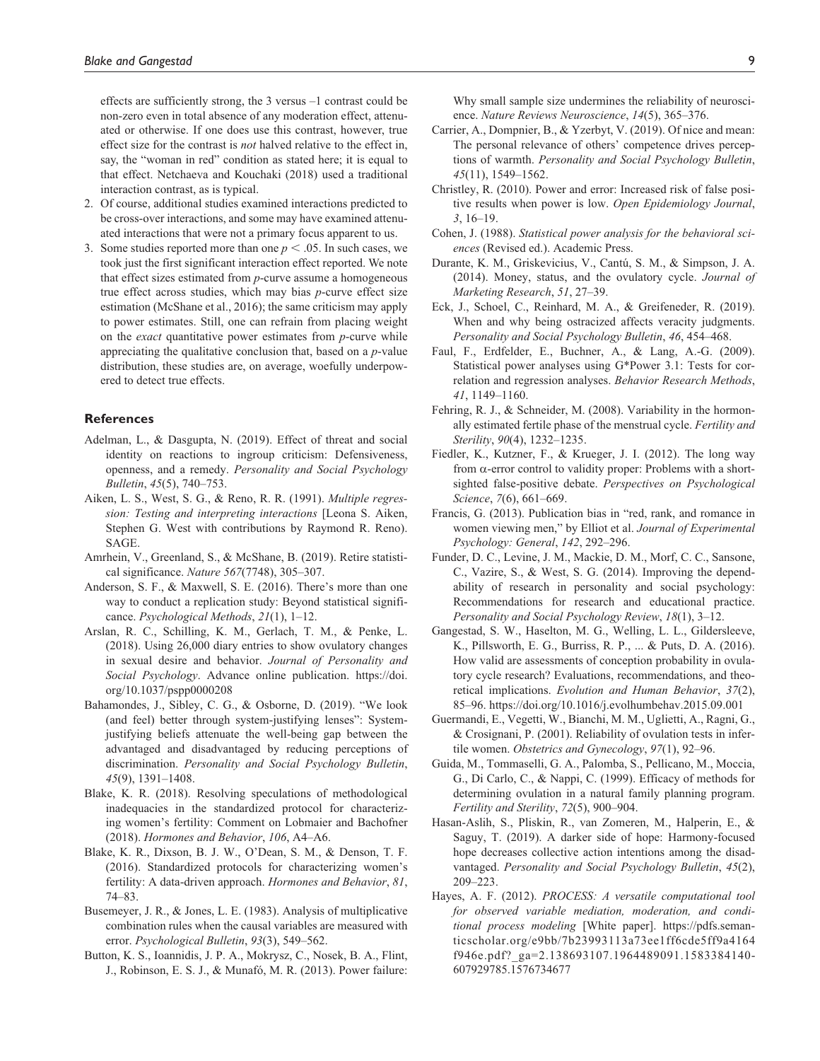effects are sufficiently strong, the 3 versus –1 contrast could be non-zero even in total absence of any moderation effect, attenuated or otherwise. If one does use this contrast, however, true effect size for the contrast is *not* halved relative to the effect in, say, the "woman in red" condition as stated here; it is equal to that effect. Netchaeva and Kouchaki (2018) used a traditional interaction contrast, as is typical.

2. Of course, additional studies examined interactions predicted to be cross-over interactions, and some may have examined attenuated interactions that were not a primary focus apparent to us.
3. Some studies reported more than one $p < .05$. In such cases, we took just the first significant interaction effect reported. We note that effect sizes estimated from *p*-curve assume a homogeneous true effect across studies, which may bias *p*-curve effect size estimation (McShane et al., 2016); the same criticism may apply to power estimates. Still, one can refrain from placing weight on the *exact* quantitative power estimates from *p*-curve while appreciating the qualitative conclusion that, based on a *p*-value distribution, these studies are, on average, woefully underpowered to detect true effects.

## References

Adelman, L., & Dasgupta, N. (2019). Effect of threat and social identity on reactions to ingroup criticism: Defensiveness, openness, and a remedy. *Personality and Social Psychology Bulletin*, *45*(5), 740–753.

Aiken, L. S., West, S. G., & Reno, R. R. (1991). *Multiple regression: Testing and interpreting interactions* [Leona S. Aiken, Stephen G. West with contributions by Raymond R. Reno). SAGE.

Amrhein, V., Greenland, S., & McShane, B. (2019). Retire statistical significance. *Nature 567*(7748), 305–307.

Anderson, S. F., & Maxwell, S. E. (2016). There's more than one way to conduct a replication study: Beyond statistical significance. *Psychological Methods*, *21*(1), 1–12.

Arslan, R. C., Schilling, K. M., Gerlach, T. M., & Penke, L. (2018). Using 26,000 diary entries to show ovulatory changes in sexual desire and behavior. *Journal of Personality and Social Psychology*. Advance online publication. https://doi.org/10.1037/pspp0000208

Bahamondes, J., Sibley, C. G., & Osborne, D. (2019). "We look (and feel) better through system-justifying lenses": System-justifying beliefs attenuate the well-being gap between the advantaged and disadvantaged by reducing perceptions of discrimination. *Personality and Social Psychology Bulletin*, *45*(9), 1391–1408.

Blake, K. R. (2018). Resolving speculations of methodological inadequacies in the standardized protocol for characterizing women's fertility: Comment on Lobmaier and Bachofner (2018). *Hormones and Behavior*, *106*, A4–A6.

Blake, K. R., Dixson, B. J. W., O'Dean, S. M., & Denson, T. F. (2016). Standardized protocols for characterizing women's fertility: A data-driven approach. *Hormones and Behavior*, *81*, 74–83.

Busemeyer, J. R., & Jones, L. E. (1983). Analysis of multiplicative combination rules when the causal variables are measured with error. *Psychological Bulletin*, *93*(3), 549–562.

Button, K. S., Ioannidis, J. P. A., Mokrysz, C., Nosek, B. A., Flint, J., Robinson, E. S. J., & Munafò, M. R. (2013). Power failure: Why small sample size undermines the reliability of neuroscience. *Nature Reviews Neuroscience*, *14*(5), 365–376.

Carrier, A., Dompnier, B., & Yzerbyt, V. (2019). Of nice and mean: The personal relevance of others' competence drives perceptions of warmth. *Personality and Social Psychology Bulletin*, *45*(11), 1549–1562.

Christley, R. (2010). Power and error: Increased risk of false positive results when power is low. *Open Epidemiology Journal*, *3*, 16–19.

Cohen, J. (1988). *Statistical power analysis for the behavioral sciences* (Revised ed.). Academic Press.

Durante, K. M., Griskevicius, V., Cantú, S. M., & Simpson, J. A. (2014). Money, status, and the ovulatory cycle. *Journal of Marketing Research*, *51*, 27–39.

Eck, J., Schoel, C., Reinhard, M. A., & Greifeneder, R. (2019). When and why being ostracized affects veracity judgments. *Personality and Social Psychology Bulletin*, *46*, 454–468.

Faul, F., Erdfelder, E., Buchner, A., & Lang, A.-G. (2009). Statistical power analyses using G\*Power 3.1: Tests for correlation and regression analyses. *Behavior Research Methods*, *41*, 1149–1160.

Fehring, R. J., & Schneider, M. (2008). Variability in the hormonally estimated fertile phase of the menstrual cycle. *Fertility and Sterility*, *90*(4), 1232–1235.

Fiedler, K., Kutzner, F., & Krueger, J. I. (2012). The long way from α-error control to validity proper: Problems with a short-sighted false-positive debate. *Perspectives on Psychological Science*, *7*(6), 661–669.

Francis, G. (2013). Publication bias in "red, rank, and romance in women viewing men," by Elliot et al. *Journal of Experimental Psychology: General*, *142*, 292–296.

Funder, D. C., Levine, J. M., Mackie, D. M., Morf, C. C., Sansone, C., Vazire, S., & West, S. G. (2014). Improving the dependability of research in personality and social psychology: Recommendations for research and educational practice. *Personality and Social Psychology Review*, *18*(1), 3–12.

Gangestad, S. W., Haselton, M. G., Welling, L. L., Gildersleeve, K., Pillsworth, E. G., Burriss, R. P., ... & Puts, D. A. (2016). How valid are assessments of conception probability in ovulatory cycle research? Evaluations, recommendations, and theoretical implications. *Evolution and Human Behavior*, *37*(2), 85–96. https://doi.org/10.1016/j.evolhumbehav.2015.09.001

Guermandi, E., Vegetti, W., Bianchi, M. M., Uglietti, A., Ragni, G., & Crosignani, P. (2001). Reliability of ovulation tests in infertile women. *Obstetrics and Gynecology*, *97*(1), 92–96.

Guida, M., Tommaselli, G. A., Palomba, S., Pellicano, M., Moccia, G., Di Carlo, C., & Nappi, C. (1999). Efficacy of methods for determining ovulation in a natural family planning program. *Fertility and Sterility*, *72*(5), 900–904.

Hasan-Aslih, S., Pliskin, R., van Zomeren, M., Halperin, E., & Saguy, T. (2019). A darker side of hope: Harmony-focused hope decreases collective action intentions among the disadvantaged. *Personality and Social Psychology Bulletin*, *45*(2), 209–223.

Hayes, A. F. (2012). *PROCESS: A versatile computational tool for observed variable mediation, moderation, and conditional process modeling* [White paper]. https://pdfs.semanticscholar.org/e9bb/7b23993113a73ee1ff6cde5ff9a4164f946e.pdf?_ga=2.138693107.1964489091.1583384140-607929785.1576734677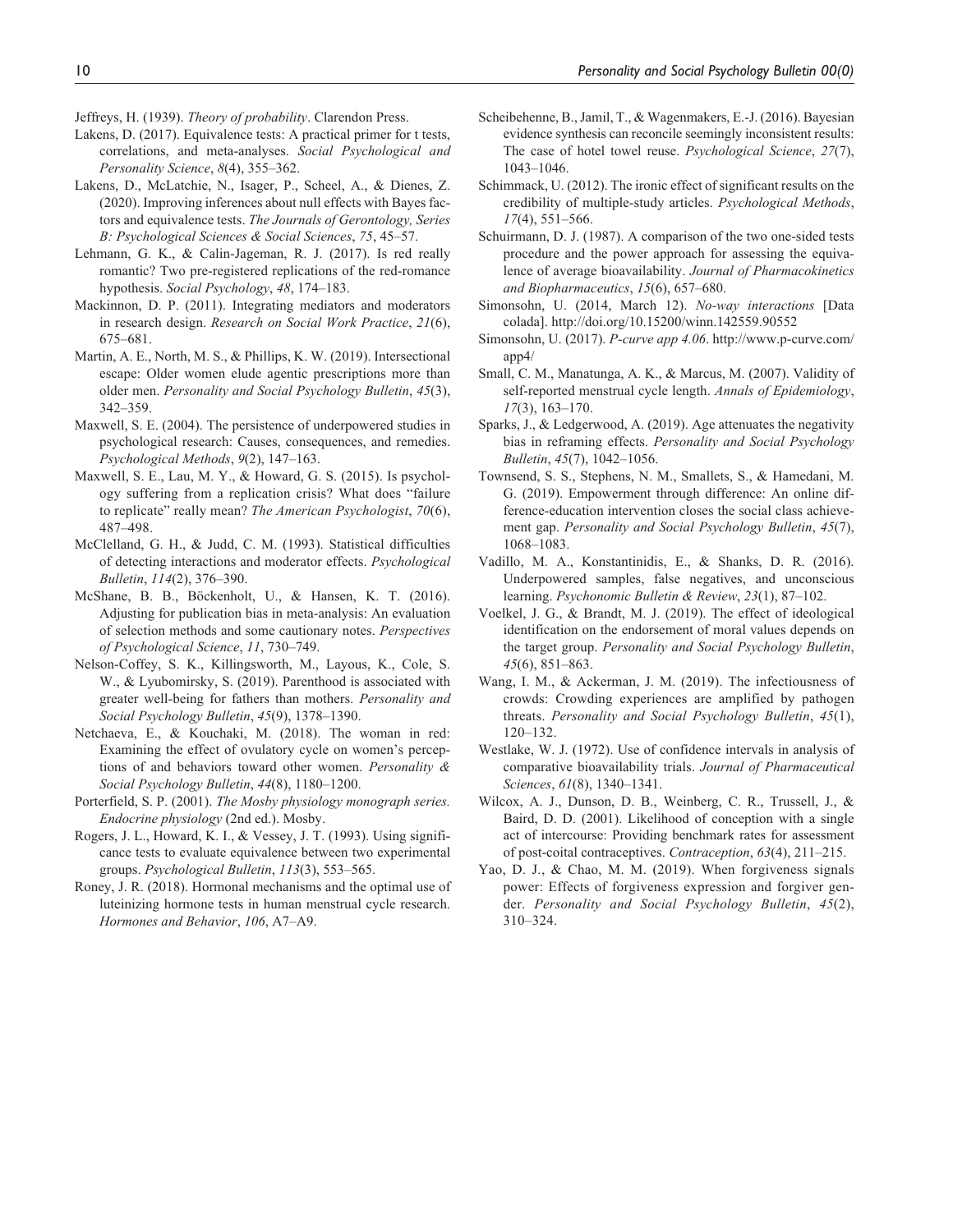Jeffreys, H. (1939). *Theory of probability*. Clarendon Press.

Lakens, D. (2017). Equivalence tests: A practical primer for t tests, correlations, and meta-analyses. *Social Psychological and Personality Science*, *8*(4), 355–362.

Lakens, D., McLatchie, N., Isager, P., Scheel, A., & Dienes, Z. (2020). Improving inferences about null effects with Bayes factors and equivalence tests. *The Journals of Gerontology, Series B: Psychological Sciences & Social Sciences*, *75*, 45–57.

Lehmann, G. K., & Calin-Jageman, R. J. (2017). Is red really romantic? Two pre-registered replications of the red-romance hypothesis. *Social Psychology*, *48*, 174–183.

Mackinnon, D. P. (2011). Integrating mediators and moderators in research design. *Research on Social Work Practice*, *21*(6), 675–681.

Martin, A. E., North, M. S., & Phillips, K. W. (2019). Intersectional escape: Older women elude agentic prescriptions more than older men. *Personality and Social Psychology Bulletin*, *45*(3), 342–359.

Maxwell, S. E. (2004). The persistence of underpowered studies in psychological research: Causes, consequences, and remedies. *Psychological Methods*, *9*(2), 147–163.

Maxwell, S. E., Lau, M. Y., & Howard, G. S. (2015). Is psychology suffering from a replication crisis? What does "failure to replicate" really mean? *The American Psychologist*, *70*(6), 487–498.

McClelland, G. H., & Judd, C. M. (1993). Statistical difficulties of detecting interactions and moderator effects. *Psychological Bulletin*, *114*(2), 376–390.

McShane, B. B., Böckenholt, U., & Hansen, K. T. (2016). Adjusting for publication bias in meta-analysis: An evaluation of selection methods and some cautionary notes. *Perspectives of Psychological Science*, *11*, 730–749.

Nelson-Coffey, S. K., Killingsworth, M., Layous, K., Cole, S. W., & Lyubomirsky, S. (2019). Parenthood is associated with greater well-being for fathers than mothers. *Personality and Social Psychology Bulletin*, *45*(9), 1378–1390.

Netchaeva, E., & Kouchaki, M. (2018). The woman in red: Examining the effect of ovulatory cycle on women's perceptions of and behaviors toward other women. *Personality & Social Psychology Bulletin*, *44*(8), 1180–1200.

Porterfield, S. P. (2001). *The Mosby physiology monograph series. Endocrine physiology* (2nd ed.). Mosby.

Rogers, J. L., Howard, K. I., & Vessey, J. T. (1993). Using significance tests to evaluate equivalence between two experimental groups. *Psychological Bulletin*, *113*(3), 553–565.

Roney, J. R. (2018). Hormonal mechanisms and the optimal use of luteinizing hormone tests in human menstrual cycle research. *Hormones and Behavior*, *106*, A7–A9.

Scheibehenne, B., Jamil, T., & Wagenmakers, E.-J. (2016). Bayesian evidence synthesis can reconcile seemingly inconsistent results: The case of hotel towel reuse. *Psychological Science*, *27*(7), 1043–1046.

Schimmack, U. (2012). The ironic effect of significant results on the credibility of multiple-study articles. *Psychological Methods*, *17*(4), 551–566.

Schuirmann, D. J. (1987). A comparison of the two one-sided tests procedure and the power approach for assessing the equivalence of average bioavailability. *Journal of Pharmacokinetics and Biopharmaceutics*, *15*(6), 657–680.

Simonsohn, U. (2014, March 12). *No-way interactions* [Data colada]. http://doi.org/10.15200/winn.142559.90552

Simonsohn, U. (2017). *P-curve app 4.06*. http://www.p-curve.com/app4/

Small, C. M., Manatunga, A. K., & Marcus, M. (2007). Validity of self-reported menstrual cycle length. *Annals of Epidemiology*, *17*(3), 163–170.

Sparks, J., & Ledgerwood, A. (2019). Age attenuates the negativity bias in reframing effects. *Personality and Social Psychology Bulletin*, *45*(7), 1042–1056.

Townsend, S. S., Stephens, N. M., Smallets, S., & Hamedani, M. G. (2019). Empowerment through difference: An online difference-education intervention closes the social class achievement gap. *Personality and Social Psychology Bulletin*, *45*(7), 1068–1083.

Vadillo, M. A., Konstantinidis, E., & Shanks, D. R. (2016). Underpowered samples, false negatives, and unconscious learning. *Psychonomic Bulletin & Review*, *23*(1), 87–102.

Voelkel, J. G., & Brandt, M. J. (2019). The effect of ideological identification on the endorsement of moral values depends on the target group. *Personality and Social Psychology Bulletin*, *45*(6), 851–863.

Wang, I. M., & Ackerman, J. M. (2019). The infectiousness of crowds: Crowding experiences are amplified by pathogen threats. *Personality and Social Psychology Bulletin*, *45*(1), 120–132.

Westlake, W. J. (1972). Use of confidence intervals in analysis of comparative bioavailability trials. *Journal of Pharmaceutical Sciences*, *61*(8), 1340–1341.

Wilcox, A. J., Dunson, D. B., Weinberg, C. R., Trussell, J., & Baird, D. D. (2001). Likelihood of conception with a single act of intercourse: Providing benchmark rates for assessment of post-coital contraceptives. *Contraception*, *63*(4), 211–215.

Yao, D. J., & Chao, M. M. (2019). When forgiveness signals power: Effects of forgiveness expression and forgiver gender. *Personality and Social Psychology Bulletin*, *45*(2), 310–324.